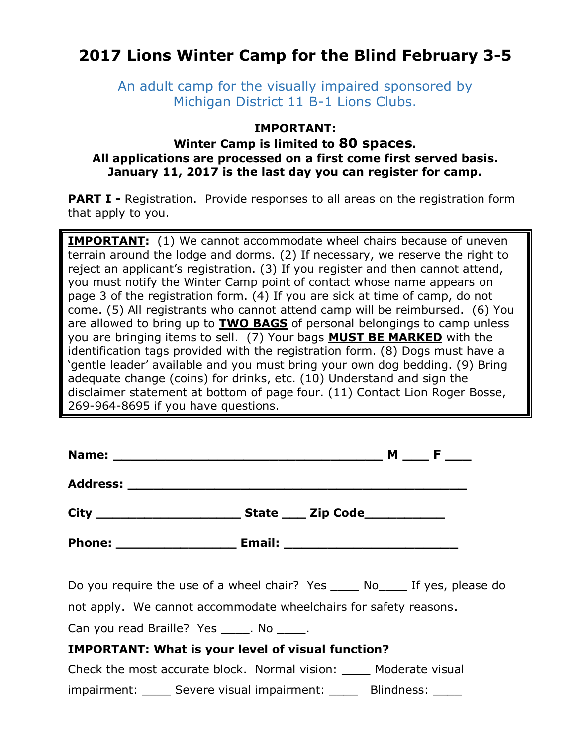# 2017 Lions Winter Camp for the Blind February 3-5

An adult camp for the visually impaired sponsored by Michigan District 11 B-1 Lions Clubs.

**IMPORTANT:**
**Winter Camp is limited to 80 spaces.**
**All applications are processed on a first come first served basis.**
**January 11, 2017 is the last day you can register for camp.**

**PART I -** Registration. Provide responses to all areas on the registration form that apply to you.

> **IMPORTANT:** (1) We cannot accommodate wheel chairs because of uneven terrain around the lodge and dorms. (2) If necessary, we reserve the right to reject an applicant's registration. (3) If you register and then cannot attend, you must notify the Winter Camp point of contact whose name appears on page 3 of the registration form. (4) If you are sick at time of camp, do not come. (5) All registrants who cannot attend camp will be reimbursed. (6) You are allowed to bring up to **TWO BAGS** of personal belongings to camp unless you are bringing items to sell. (7) Your bags **MUST BE MARKED** with the identification tags provided with the registration form. (8) Dogs must have a 'gentle leader' available and you must bring your own dog bedding. (9) Bring adequate change (coins) for drinks, etc. (10) Understand and sign the disclaimer statement at bottom of page four. (11) Contact Lion Roger Bosse, 269-964-8695 if you have questions.

**Name:** ___________________________________ **M** ___ **F** ___

**Address:** ____________________________________________

**City** ___________________ **State** ___ **Zip Code**__________

**Phone:** _______________ **Email:** ______________________

Do you require the use of a wheel chair? Yes ____ No____ If yes, please do not apply. We cannot accommodate wheelchairs for safety reasons.

Can you read Braille? Yes ____. No ____.

**IMPORTANT: What is your level of visual function?**

Check the most accurate block. Normal vision: ____ Moderate visual impairment: ____ Severe visual impairment: ____ Blindness: ____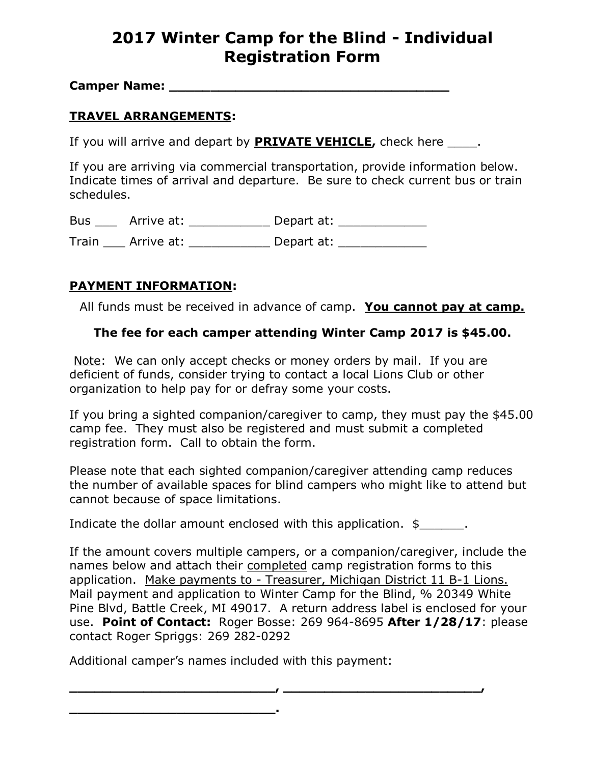# 2017 Winter Camp for the Blind - Individual Registration Form

**Camper Name: ___________________________________**

**TRAVEL ARRANGEMENTS:**

If you will arrive and depart by **PRIVATE VEHICLE,** check here ____.

If you are arriving via commercial transportation, provide information below. Indicate times of arrival and departure. Be sure to check current bus or train schedules.

Bus ___ Arrive at: ___________ Depart at: ____________

Train ___ Arrive at: ___________ Depart at: ____________

**PAYMENT INFORMATION:**

All funds must be received in advance of camp. **You cannot pay at camp.**

**The fee for each camper attending Winter Camp 2017 is $45.00.**

Note: We can only accept checks or money orders by mail. If you are deficient of funds, consider trying to contact a local Lions Club or other organization to help pay for or defray some your costs.

If you bring a sighted companion/caregiver to camp, they must pay the $45.00 camp fee. They must also be registered and must submit a completed registration form. Call to obtain the form.

Please note that each sighted companion/caregiver attending camp reduces the number of available spaces for blind campers who might like to attend but cannot because of space limitations.

Indicate the dollar amount enclosed with this application. $______.

If the amount covers multiple campers, or a companion/caregiver, include the names below and attach their completed camp registration forms to this application. Make payments to - Treasurer, Michigan District 11 B-1 Lions. Mail payment and application to Winter Camp for the Blind, % 20349 White Pine Blvd, Battle Creek, MI 49017. A return address label is enclosed for your use. **Point of Contact:** Roger Bosse: 269 964-8695 **After 1/28/17**: please contact Roger Spriggs: 269 282-0292

Additional camper's names included with this payment:

___________________________, __________________________,

___________________________.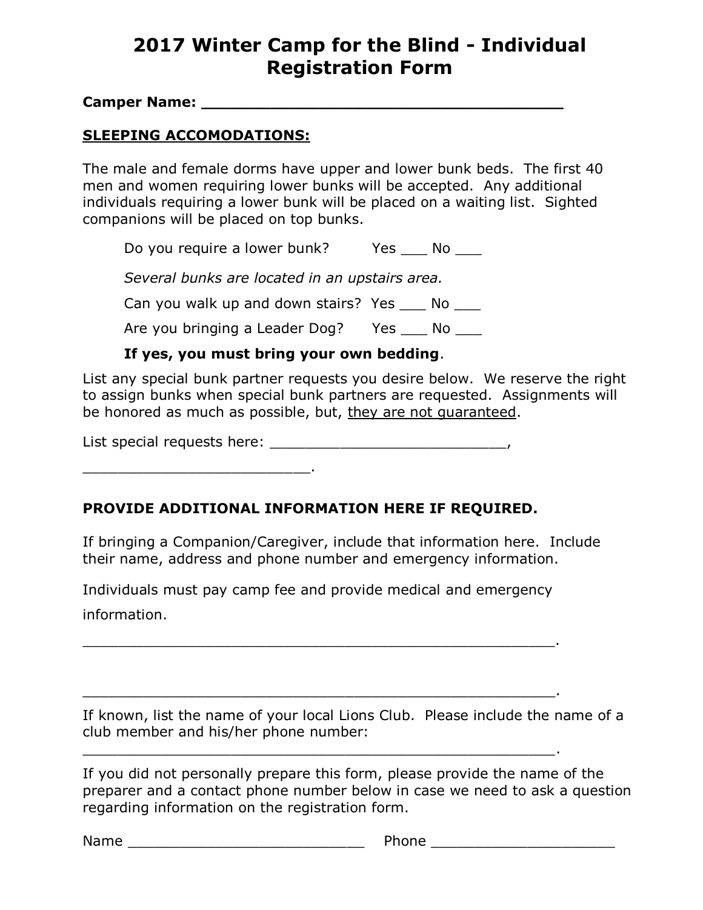# 2017 Winter Camp for the Blind - Individual Registration Form

**Camper Name: ______________________________________**

**SLEEPING ACCOMODATIONS:**

The male and female dorms have upper and lower bunk beds. The first 40 men and women requiring lower bunks will be accepted. Any additional individuals requiring a lower bunk will be placed on a waiting list. Sighted companions will be placed on top bunks.

Do you require a lower bunk? Yes ___ No ___

*Several bunks are located in an upstairs area.*

Can you walk up and down stairs? Yes ___ No ___

Are you bringing a Leader Dog? Yes ___ No ___

**If yes, you must bring your own bedding**.

List any special bunk partner requests you desire below. We reserve the right to assign bunks when special bunk partners are requested. Assignments will be honored as much as possible, but, <u>they are not guaranteed</u>.

List special requests here: ___________________________,

__________________________.

**PROVIDE ADDITIONAL INFORMATION HERE IF REQUIRED.**

If bringing a Companion/Caregiver, include that information here. Include their name, address and phone number and emergency information.

Individuals must pay camp fee and provide medical and emergency information.

________________________________________________________.

________________________________________________________.

If known, list the name of your local Lions Club. Please include the name of a club member and his/her phone number:

________________________________________________________.

If you did not personally prepare this form, please provide the name of the preparer and a contact phone number below in case we need to ask a question regarding information on the registration form.

Name ___________________________ Phone _____________________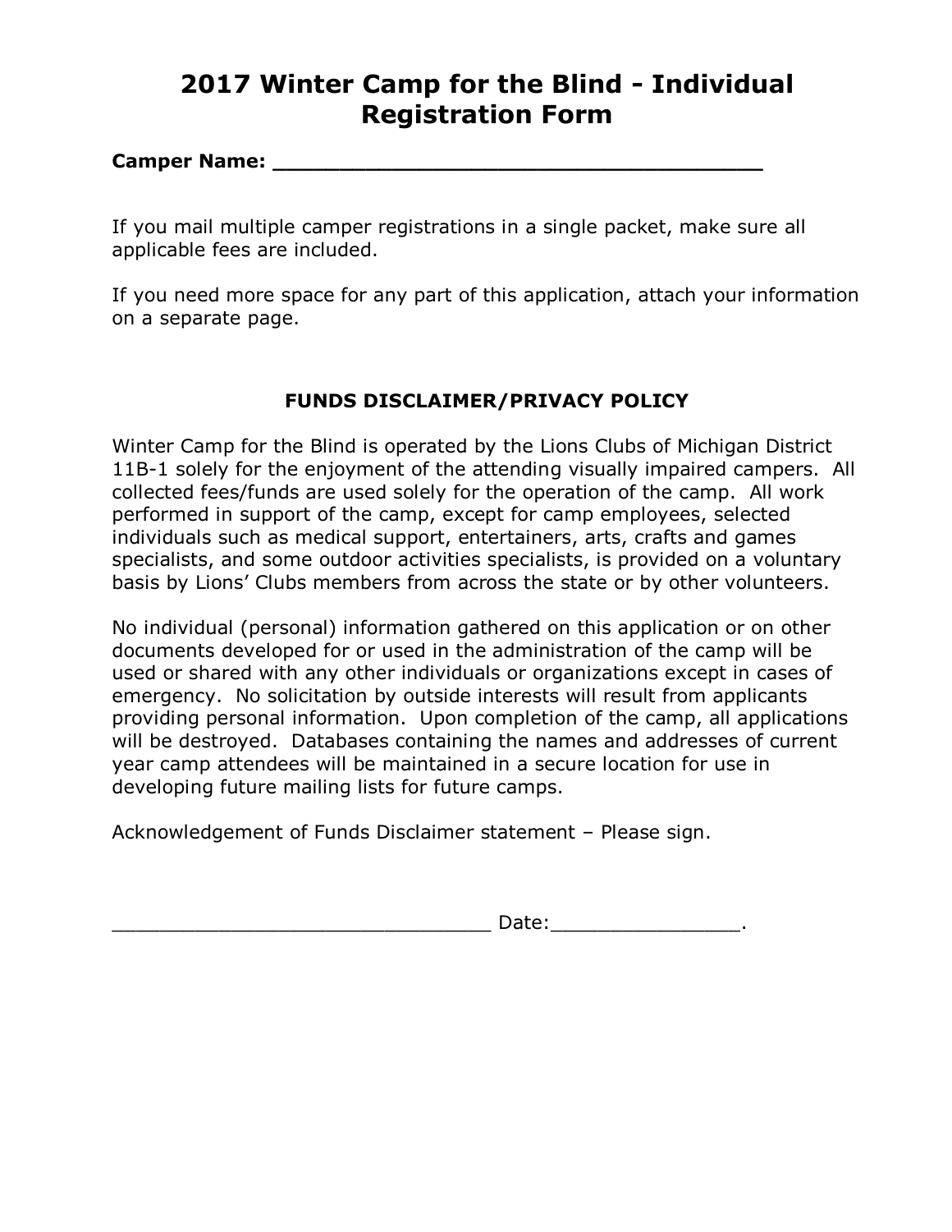# 2017 Winter Camp for the Blind - Individual Registration Form

**Camper Name: ____________________________________**

If you mail multiple camper registrations in a single packet, make sure all applicable fees are included.

If you need more space for any part of this application, attach your information on a separate page.

## FUNDS DISCLAIMER/PRIVACY POLICY

Winter Camp for the Blind is operated by the Lions Clubs of Michigan District 11B-1 solely for the enjoyment of the attending visually impaired campers. All collected fees/funds are used solely for the operation of the camp. All work performed in support of the camp, except for camp employees, selected individuals such as medical support, entertainers, arts, crafts and games specialists, and some outdoor activities specialists, is provided on a voluntary basis by Lions' Clubs members from across the state or by other volunteers.

No individual (personal) information gathered on this application or on other documents developed for or used in the administration of the camp will be used or shared with any other individuals or organizations except in cases of emergency. No solicitation by outside interests will result from applicants providing personal information. Upon completion of the camp, all applications will be destroyed. Databases containing the names and addresses of current year camp attendees will be maintained in a secure location for use in developing future mailing lists for future camps.

Acknowledgement of Funds Disclaimer statement – Please sign.

________________________________ Date:________________.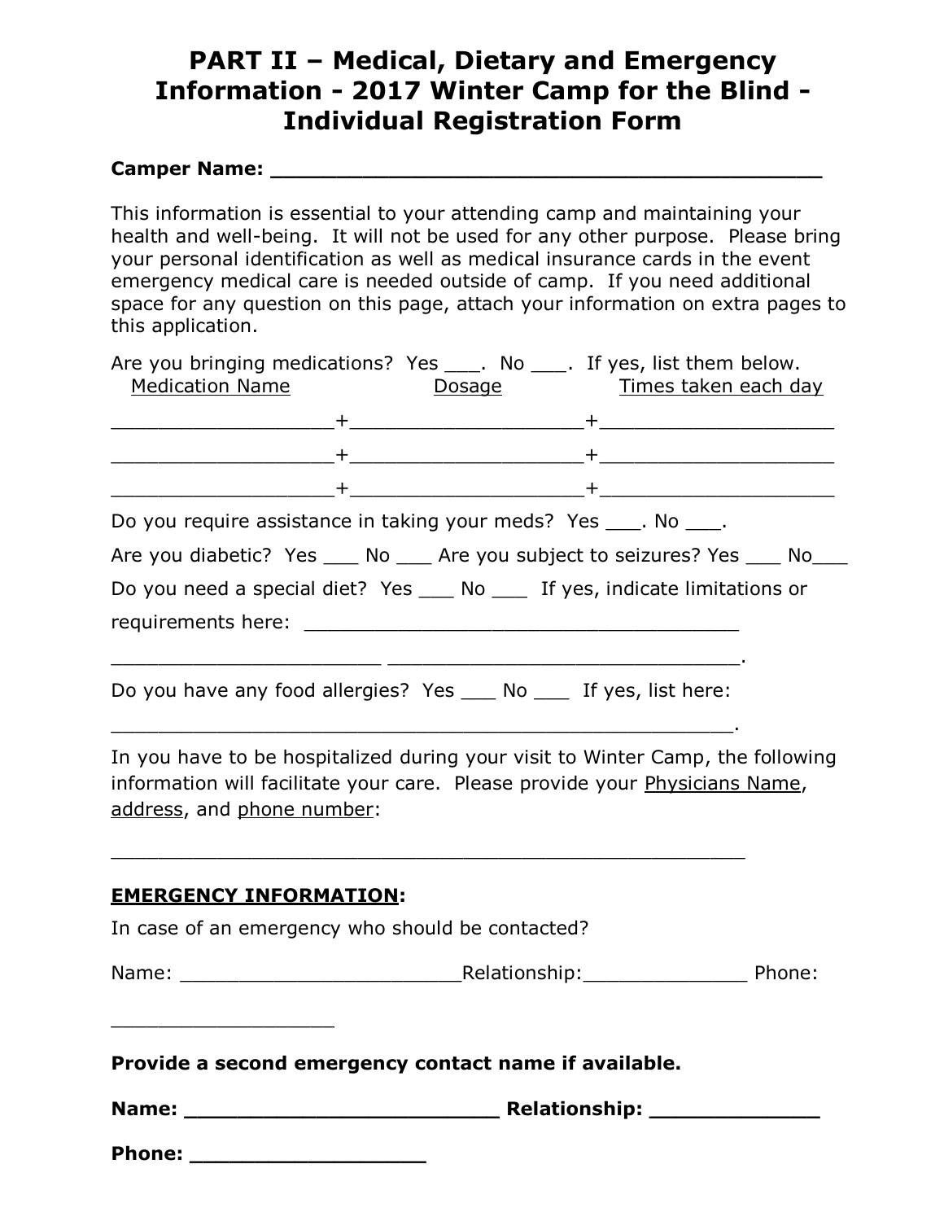# PART II – Medical, Dietary and Emergency Information - 2017 Winter Camp for the Blind - Individual Registration Form

**Camper Name: ___________________________________________**

This information is essential to your attending camp and maintaining your health and well-being. It will not be used for any other purpose. Please bring your personal identification as well as medical insurance cards in the event emergency medical care is needed outside of camp. If you need additional space for any question on this page, attach your information on extra pages to this application.

Are you bringing medications? Yes ___. No ___. If yes, list them below.

Medication Name | Dosage | Times taken each day

__________________+___________________+___________________

__________________+___________________+___________________

__________________+___________________+___________________

Do you require assistance in taking your meds? Yes ___. No ___.

Are you diabetic? Yes ___ No ___ Are you subject to seizures? Yes ___ No___

Do you need a special diet? Yes ___ No ___ If yes, indicate limitations or requirements here: ____________________________________

______________________ _____________________________.

Do you have any food allergies? Yes ___ No ___ If yes, list here:

___________________________________________________.

In you have to be hospitalized during your visit to Winter Camp, the following information will facilitate your care. Please provide your Physicians Name, address, and phone number:

____________________________________________________

**EMERGENCY INFORMATION:**

In case of an emergency who should be contacted?

Name: _______________________Relationship:_____________ Phone:

__________________

**Provide a second emergency contact name if available.**

**Name: _________________________ Relationship: _____________**

**Phone: __________________**